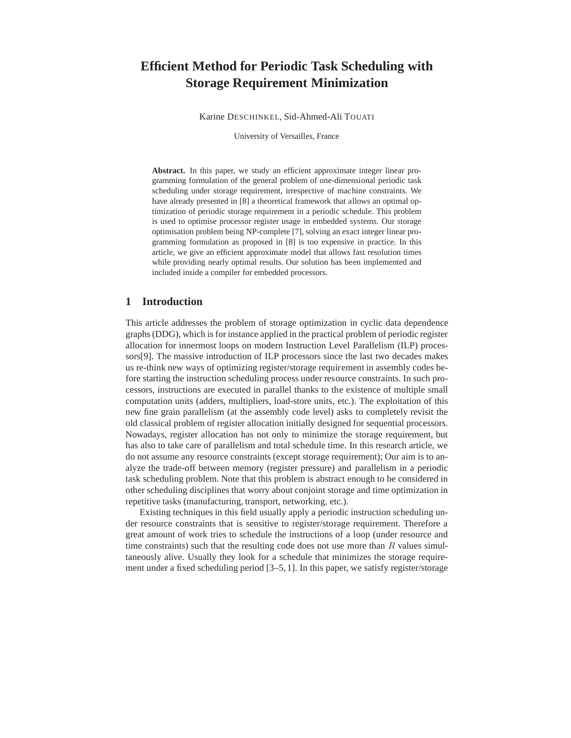# Efficient Method for Periodic Task Scheduling with Storage Requirement Minimization

Karine DESCHINKEL, Sid-Ahmed-Ali TOUATI

University of Versailles, France

**Abstract.** In this paper, we study an efficient approximate integer linear programming formulation of the general problem of one-dimensional periodic task scheduling under storage requirement, irrespective of machine constraints. We have already presented in [8] a theoretical framework that allows an optimal optimization of periodic storage requirement in a periodic schedule. This problem is used to optimise processor register usage in embedded systems. Our storage optimisation problem being NP-complete [7], solving an exact integer linear programming formulation as proposed in [8] is too expensive in practice. In this article, we give an efficient approximate model that allows fast resolution times while providing nearly optimal results. Our solution has been implemented and included inside a compiler for embedded processors.

## 1 Introduction

This article addresses the problem of storage optimization in cyclic data dependence graphs (DDG), which is for instance applied in the practical problem of periodic register allocation for innermost loops on modern Instruction Level Parallelism (ILP) processors[9]. The massive introduction of ILP processors since the last two decades makes us re-think new ways of optimizing register/storage requirement in assembly codes before starting the instruction scheduling process under resource constraints. In such processors, instructions are executed in parallel thanks to the existence of multiple small computation units (adders, multipliers, load-store units, etc.). The exploitation of this new fine grain parallelism (at the assembly code level) asks to completely revisit the old classical problem of register allocation initially designed for sequential processors. Nowadays, register allocation has not only to minimize the storage requirement, but has also to take care of parallelism and total schedule time. In this research article, we do not assume any resource constraints (except storage requirement); Our aim is to analyze the trade-off between memory (register pressure) and parallelism in a periodic task scheduling problem. Note that this problem is abstract enough to be considered in other scheduling disciplines that worry about conjoint storage and time optimization in repetitive tasks (manufacturing, transport, networking, etc.).

Existing techniques in this field usually apply a periodic instruction scheduling under resource constraints that is sensitive to register/storage requirement. Therefore a great amount of work tries to schedule the instructions of a loop (under resource and time constraints) such that the resulting code does not use more than $R$ values simultaneously alive. Usually they look for a schedule that minimizes the storage requirement under a fixed scheduling period [3–5, 1]. In this paper, we satisfy register/storage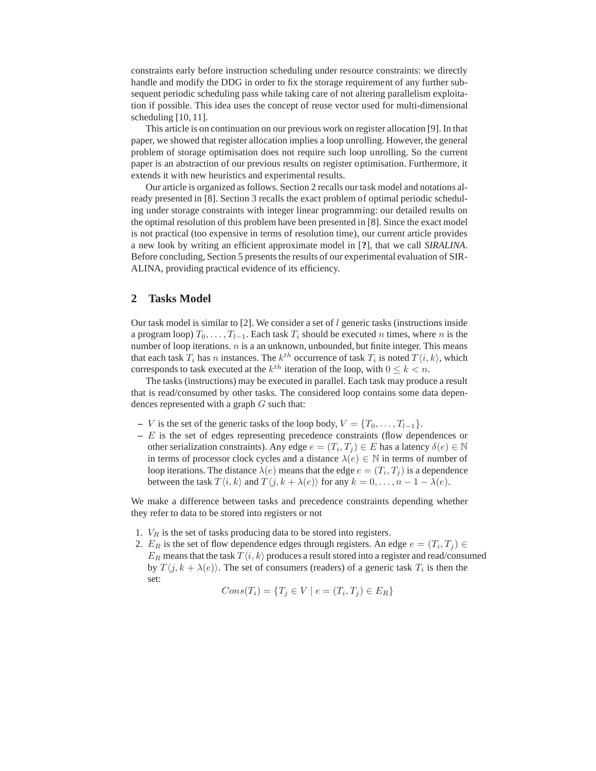constraints early before instruction scheduling under resource constraints: we directly handle and modify the DDG in order to fix the storage requirement of any further subsequent periodic scheduling pass while taking care of not altering parallelism exploitation if possible. This idea uses the concept of reuse vector used for multi-dimensional scheduling [10, 11].

This article is on continuation on our previous work on register allocation [9]. In that paper, we showed that register allocation implies a loop unrolling. However, the general problem of storage optimisation does not require such loop unrolling. So the current paper is an abstraction of our previous results on register optimisation. Furthermore, it extends it with new heuristics and experimental results.

Our article is organized as follows. Section 2 recalls our task model and notations already presented in [8]. Section 3 recalls the exact problem of optimal periodic scheduling under storage constraints with integer linear programming: our detailed results on the optimal resolution of this problem have been presented in [8]. Since the exact model is not practical (too expensive in terms of resolution time), our current article provides a new look by writing an efficient approximate model in [**?**], that we call *SIRALINA*. Before concluding, Section 5 presents the results of our experimental evaluation of SIRALINA, providing practical evidence of its efficiency.

## 2 Tasks Model

Our task model is similar to [2]. We consider a set of $l$ generic tasks (instructions inside a program loop) $T_0, \ldots, T_{l-1}$. Each task $T_i$ should be executed $n$ times, where $n$ is the number of loop iterations. $n$ is a an unknown, unbounded, but finite integer. This means that each task $T_i$ has $n$ instances. The $k^{th}$ occurrence of task $T_i$ is noted $T\langle i, k\rangle$, which corresponds to task executed at the $k^{th}$ iteration of the loop, with $0 \leq k < n$.

The tasks (instructions) may be executed in parallel. Each task may produce a result that is read/consumed by other tasks. The considered loop contains some data dependences represented with a graph $G$ such that:

- $V$ is the set of the generic tasks of the loop body, $V = \{T_0, \ldots, T_{l-1}\}$.
- $E$ is the set of edges representing precedence constraints (flow dependences or other serialization constraints). Any edge $e = (T_i, T_j) \in E$ has a latency $\delta(e) \in \mathbb{N}$ in terms of processor clock cycles and a distance $\lambda(e) \in \mathbb{N}$ in terms of number of loop iterations. The distance $\lambda(e)$ means that the edge $e = (T_i, T_j)$ is a dependence between the task $T\langle i, k\rangle$ and $T\langle j, k + \lambda(e)\rangle$ for any $k = 0, \ldots, n - 1 - \lambda(e)$.

We make a difference between tasks and precedence constraints depending whether they refer to data to be stored into registers or not

1. $V_R$ is the set of tasks producing data to be stored into registers.
2. $E_R$ is the set of flow dependence edges through registers. An edge $e = (T_i, T_j) \in E_R$ means that the task $T\langle i, k\rangle$ produces a result stored into a register and read/consumed by $T\langle j, k + \lambda(e)\rangle$. The set of consumers (readers) of a generic task $T_i$ is then the set:

$$Cons(T_i) = \{T_j \in V \mid e = (T_i, T_j) \in E_R\}$$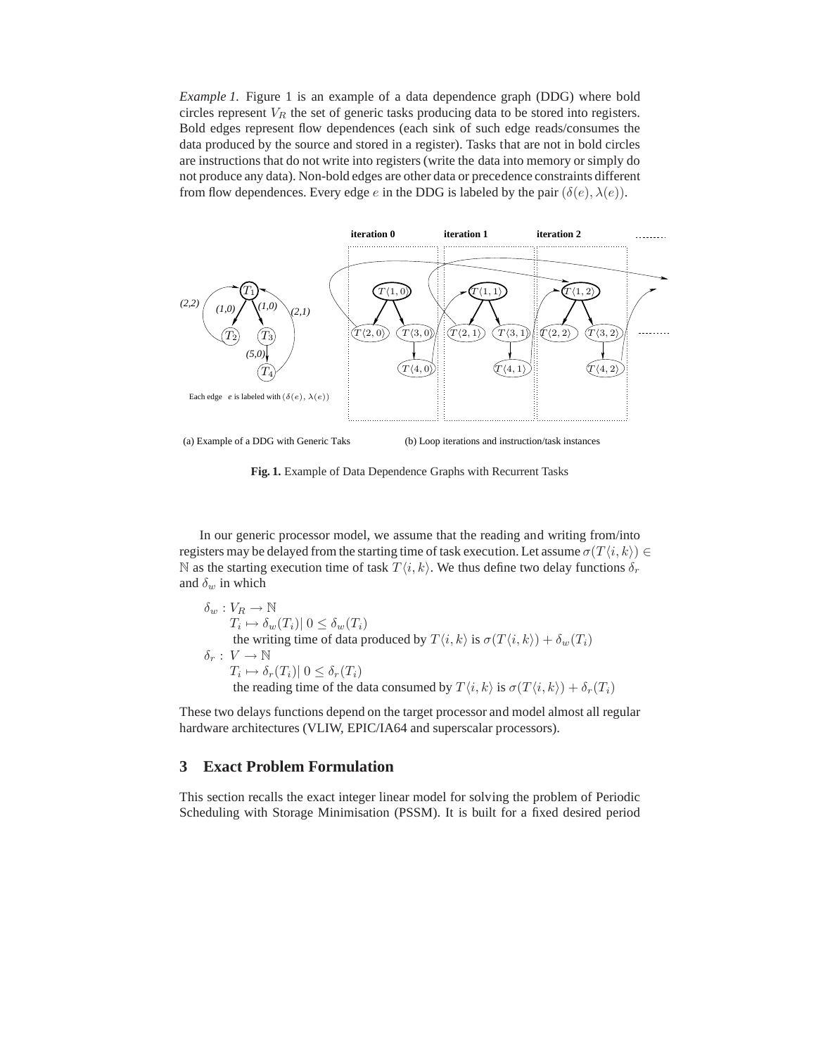*Example 1.* Figure 1 is an example of a data dependence graph (DDG) where bold circles represent $V_R$ the set of generic tasks producing data to be stored into registers. Bold edges represent flow dependences (each sink of such edge reads/consumes the data produced by the source and stored in a register). Tasks that are not in bold circles are instructions that do not write into registers (write the data into memory or simply do not produce any data). Non-bold edges are other data or precedence constraints different from flow dependences. Every edge $e$ in the DDG is labeled by the pair $(\delta(e), \lambda(e))$.

(a) Example of a DDG with Generic Taks (b) Loop iterations and instruction/task instances

**Fig. 1.** Example of Data Dependence Graphs with Recurrent Tasks

In our generic processor model, we assume that the reading and writing from/into registers may be delayed from the starting time of task execution. Let assume $\sigma(T\langle i, k\rangle) \in \mathbb{N}$ as the starting execution time of task $T\langle i, k\rangle$. We thus define two delay functions $\delta_r$ and $\delta_w$ in which

$\delta_w : V_R \rightarrow \mathbb{N}$
  $T_i \mapsto \delta_w(T_i) |\ 0 \leq \delta_w(T_i)$
  the writing time of data produced by $T\langle i, k\rangle$ is $\sigma(T\langle i, k\rangle) + \delta_w(T_i)$
$\delta_r : V \rightarrow \mathbb{N}$
  $T_i \mapsto \delta_r(T_i) |\ 0 \leq \delta_r(T_i)$
  the reading time of the data consumed by $T\langle i, k\rangle$ is $\sigma(T\langle i, k\rangle) + \delta_r(T_i)$

These two delays functions depend on the target processor and model almost all regular hardware architectures (VLIW, EPIC/IA64 and superscalar processors).

## 3 Exact Problem Formulation

This section recalls the exact integer linear model for solving the problem of Periodic Scheduling with Storage Minimisation (PSSM). It is built for a fixed desired period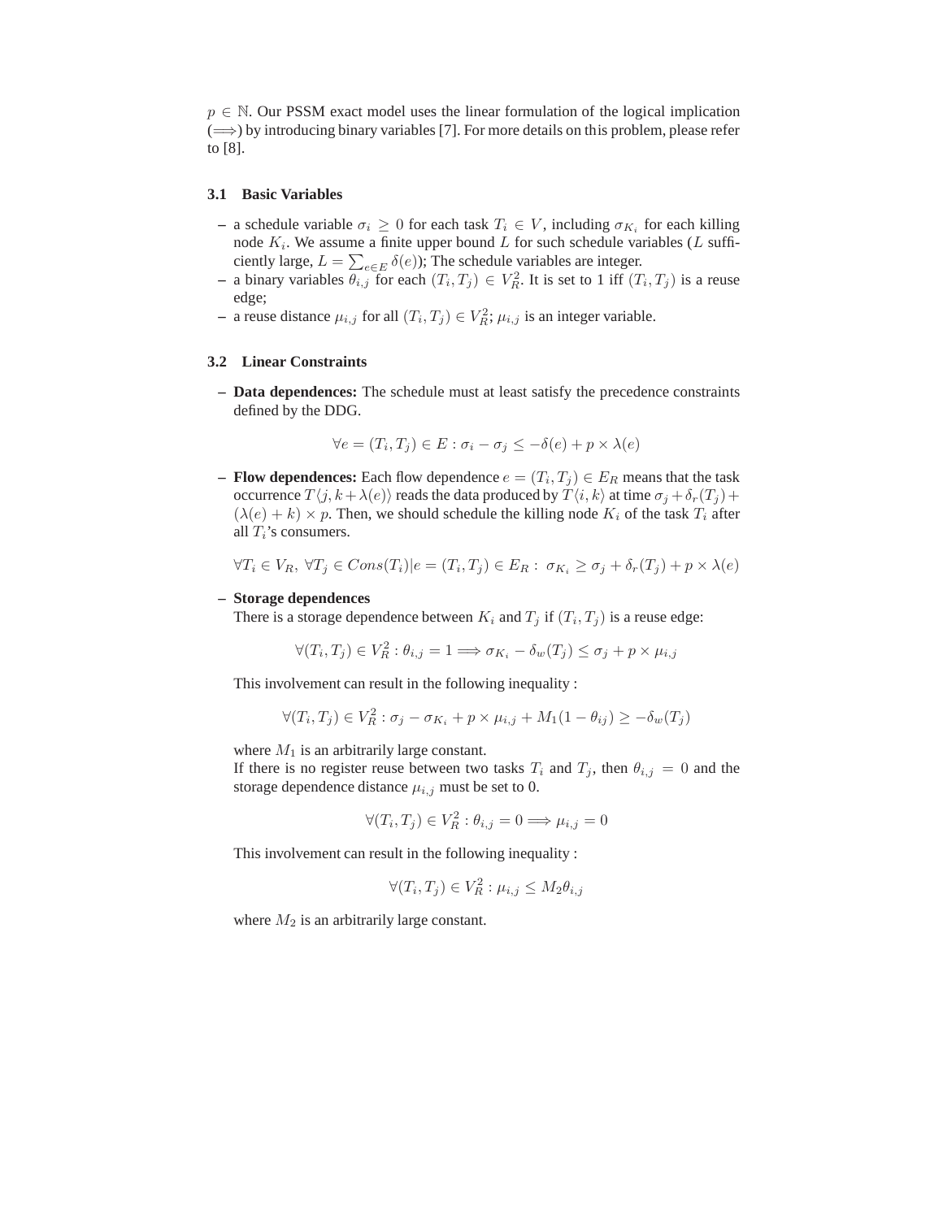$p \in \mathbb{N}$. Our PSSM exact model uses the linear formulation of the logical implication ($\Longrightarrow$) by introducing binary variables [7]. For more details on this problem, please refer to [8].

### 3.1 Basic Variables

- a schedule variable $\sigma_i \geq 0$ for each task $T_i \in V$, including $\sigma_{K_i}$ for each killing node $K_i$. We assume a finite upper bound $L$ for such schedule variables ($L$ sufficiently large, $L = \sum_{e \in E} \delta(e)$); The schedule variables are integer.
- a binary variables $\theta_{i,j}$ for each $(T_i, T_j) \in V_R^2$. It is set to 1 iff $(T_i, T_j)$ is a reuse edge;
- a reuse distance $\mu_{i,j}$ for all $(T_i, T_j) \in V_R^2$; $\mu_{i,j}$ is an integer variable.

### 3.2 Linear Constraints

- **Data dependences:** The schedule must at least satisfy the precedence constraints defined by the DDG.

$$\forall e = (T_i, T_j) \in E : \sigma_i - \sigma_j \leq -\delta(e) + p \times \lambda(e)$$

- **Flow dependences:** Each flow dependence $e = (T_i, T_j) \in E_R$ means that the task occurrence $T\langle j, k + \lambda(e)\rangle$ reads the data produced by $T\langle i, k\rangle$ at time $\sigma_j + \delta_r(T_j) + (\lambda(e) + k) \times p$. Then, we should schedule the killing node $K_i$ of the task $T_i$ after all $T_i$'s consumers.

$$\forall T_i \in V_R,\ \forall T_j \in Cons(T_i) | e = (T_i, T_j) \in E_R :\ \sigma_{K_i} \geq \sigma_j + \delta_r(T_j) + p \times \lambda(e)$$

- **Storage dependences**

  There is a storage dependence between $K_i$ and $T_j$ if $(T_i, T_j)$ is a reuse edge:

$$\forall (T_i, T_j) \in V_R^2 : \theta_{i,j} = 1 \Longrightarrow \sigma_{K_i} - \delta_w(T_j) \leq \sigma_j + p \times \mu_{i,j}$$

  This involvement can result in the following inequality :

$$\forall (T_i, T_j) \in V_R^2 : \sigma_j - \sigma_{K_i} + p \times \mu_{i,j} + M_1(1 - \theta_{ij}) \geq -\delta_w(T_j)$$

  where $M_1$ is an arbitrarily large constant.

  If there is no register reuse between two tasks $T_i$ and $T_j$, then $\theta_{i,j} = 0$ and the storage dependence distance $\mu_{i,j}$ must be set to 0.

$$\forall (T_i, T_j) \in V_R^2 : \theta_{i,j} = 0 \Longrightarrow \mu_{i,j} = 0$$

  This involvement can result in the following inequality :

$$\forall (T_i, T_j) \in V_R^2 : \mu_{i,j} \leq M_2 \theta_{i,j}$$

  where $M_2$ is an arbitrarily large constant.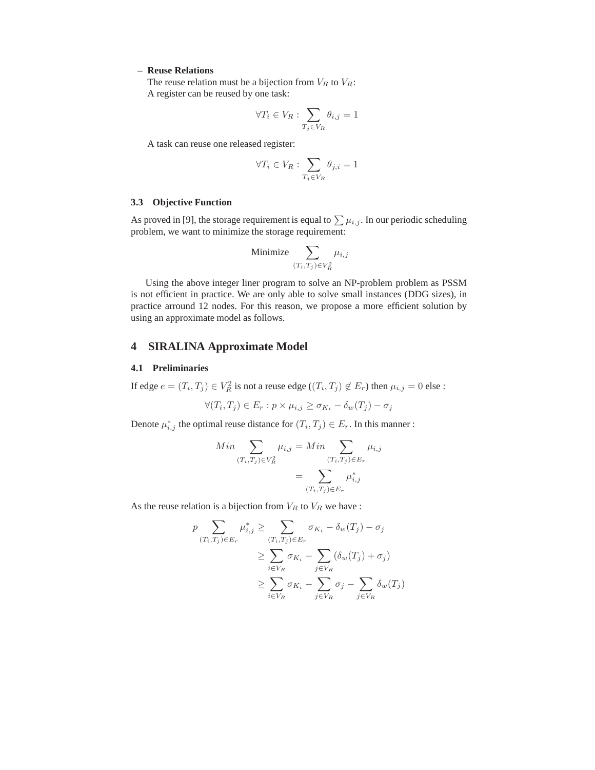– **Reuse Relations**

The reuse relation must be a bijection from $V_R$ to $V_R$:
A register can be reused by one task:

$$\forall T_i \in V_R : \sum_{T_j \in V_R} \theta_{i,j} = 1$$

A task can reuse one released register:

$$\forall T_i \in V_R : \sum_{T_j \in V_R} \theta_{j,i} = 1$$

### 3.3 Objective Function

As proved in [9], the storage requirement is equal to $\sum \mu_{i,j}$. In our periodic scheduling problem, we want to minimize the storage requirement:

$$\text{Minimize} \sum_{(T_i,T_j) \in V_R^2} \mu_{i,j}$$

Using the above integer liner program to solve an NP-problem problem as PSSM is not efficient in practice. We are only able to solve small instances (DDG sizes), in practice arround 12 nodes. For this reason, we propose a more efficient solution by using an approximate model as follows.

## 4 SIRALINA Approximate Model

### 4.1 Preliminaries

If edge $e = (T_i, T_j) \in V_R^2$ is not a reuse edge ($(T_i, T_j) \notin E_r$) then $\mu_{i,j} = 0$ else :

$$\forall (T_i, T_j) \in E_r : p \times \mu_{i,j} \geq \sigma_{K_i} - \delta_w(T_j) - \sigma_j$$

Denote $\mu^*_{i,j}$ the optimal reuse distance for $(T_i, T_j) \in E_r$. In this manner :

$$\begin{aligned} Min \sum_{(T_i,T_j) \in V_R^2} \mu_{i,j} &= Min \sum_{(T_i,T_j) \in E_r} \mu_{i,j} \\ &= \sum_{(T_i,T_j) \in E_r} \mu^*_{i,j} \end{aligned}$$

As the reuse relation is a bijection from $V_R$ to $V_R$ we have :

$$\begin{aligned} p \sum_{(T_i,T_j) \in E_r} \mu^*_{i,j} &\geq \sum_{(T_i,T_j) \in E_r} \sigma_{K_i} - \delta_w(T_j) - \sigma_j \\ &\geq \sum_{i \in V_R} \sigma_{K_i} - \sum_{j \in V_R} (\delta_w(T_j) + \sigma_j) \\ &\geq \sum_{i \in V_R} \sigma_{K_i} - \sum_{j \in V_R} \sigma_j - \sum_{j \in V_R} \delta_w(T_j) \end{aligned}$$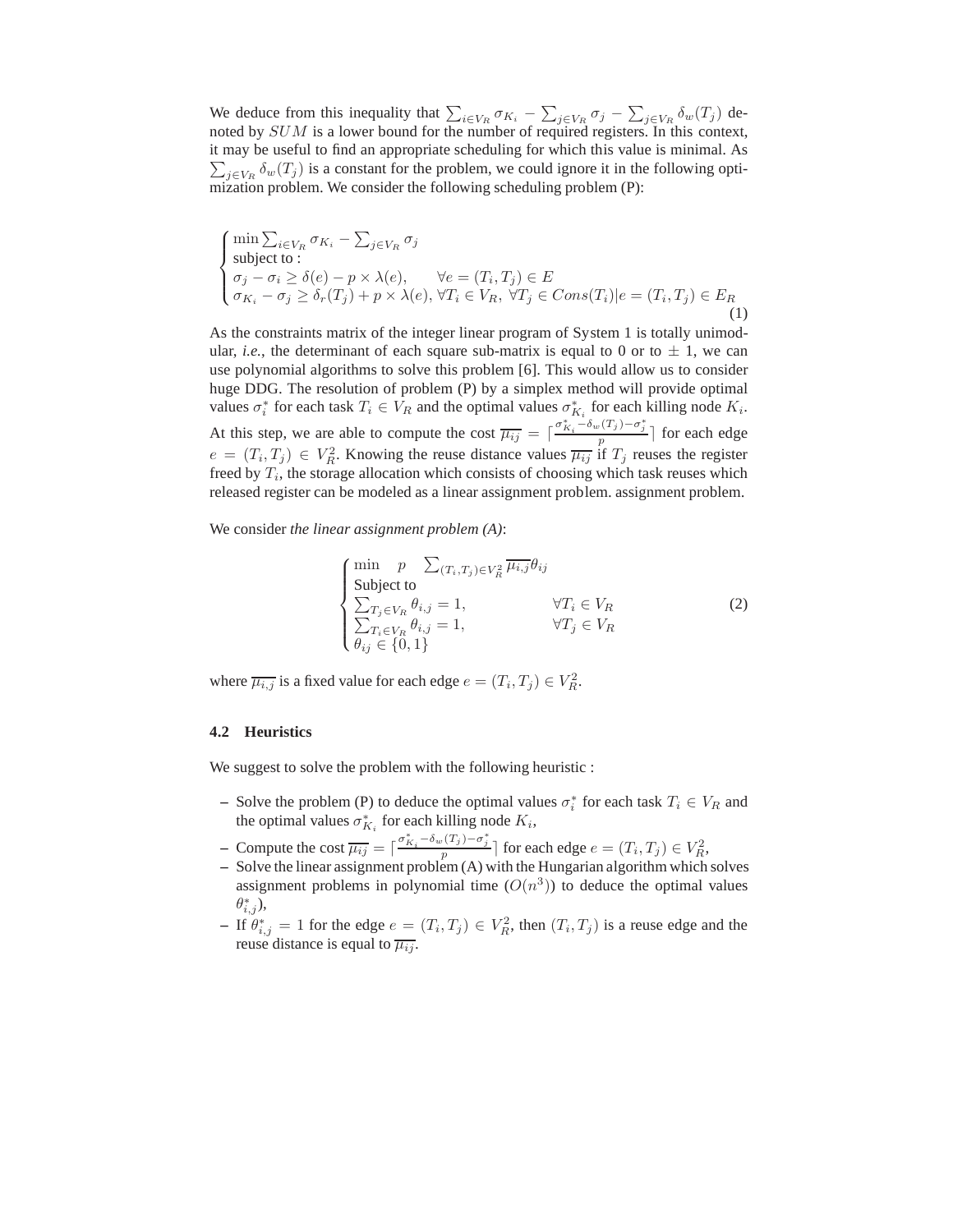We deduce from this inequality that $\sum_{i\in V_R} \sigma_{K_i} - \sum_{j\in V_R} \sigma_j - \sum_{j\in V_R} \delta_w(T_j)$ denoted by $SUM$ is a lower bound for the number of required registers. In this context, it may be useful to find an appropriate scheduling for which this value is minimal. As $\sum_{j\in V_R} \delta_w(T_j)$ is a constant for the problem, we could ignore it in the following optimization problem. We consider the following scheduling problem (P):

$$
\begin{cases}
\min \sum_{i\in V_R} \sigma_{K_i} - \sum_{j\in V_R} \sigma_j \\
\text{subject to :} \\
\sigma_j - \sigma_i \geq \delta(e) - p \times \lambda(e), \qquad \forall e = (T_i, T_j) \in E \\
\sigma_{K_i} - \sigma_j \geq \delta_r(T_j) + p \times \lambda(e), \forall T_i \in V_R, \ \forall T_j \in Cons(T_i) | e = (T_i, T_j) \in E_R
\end{cases}
\tag{1}
$$

As the constraints matrix of the integer linear program of System 1 is totally unimodular, *i.e.*, the determinant of each square sub-matrix is equal to 0 or to $\pm$ 1, we can use polynomial algorithms to solve this problem [6]. This would allow us to consider huge DDG. The resolution of problem (P) by a simplex method will provide optimal values $\sigma_i^*$ for each task $T_i \in V_R$ and the optimal values $\sigma_{K_i}^*$ for each killing node $K_i$. At this step, we are able to compute the cost $\overline{\mu_{ij}} = \lceil \frac{\sigma_{K_i}^* - \delta_w(T_j) - \sigma_j^*}{p} \rceil$ for each edge $e = (T_i, T_j) \in V_R^2$. Knowing the reuse distance values $\overline{\mu_{ij}}$ if $T_j$ reuses the register freed by $T_i$, the storage allocation which consists of choosing which task reuses which released register can be modeled as a linear assignment problem. assignment problem.

We consider *the linear assignment problem (A)*:

$$
\begin{cases}
\min \quad p \quad \sum_{(T_i,T_j)\in V_R^2} \overline{\mu_{i,j}} \theta_{ij} \\
\text{Subject to} \\
\sum_{T_j \in V_R} \theta_{i,j} = 1, \qquad\qquad \forall T_i \in V_R \\
\sum_{T_i \in V_R} \theta_{i,j} = 1, \qquad\qquad \forall T_j \in V_R \\
\theta_{ij} \in \{0, 1\}
\end{cases}
\tag{2}
$$

where $\overline{\mu_{i,j}}$ is a fixed value for each edge $e = (T_i, T_j) \in V_R^2$.

### 4.2 Heuristics

We suggest to solve the problem with the following heuristic :

- Solve the problem (P) to deduce the optimal values $\sigma_i^*$ for each task $T_i \in V_R$ and the optimal values $\sigma_{K_i}^*$ for each killing node $K_i$,
- Compute the cost $\overline{\mu_{ij}} = \lceil \frac{\sigma_{K_i}^* - \delta_w(T_j) - \sigma_j^*}{p} \rceil$ for each edge $e = (T_i, T_j) \in V_R^2$,
- Solve the linear assignment problem (A) with the Hungarian algorithm which solves assignment problems in polynomial time ($O(n^3)$) to deduce the optimal values $\theta_{i,j}^*$),
- If $\theta_{i,j}^* = 1$ for the edge $e = (T_i, T_j) \in V_R^2$, then $(T_i, T_j)$ is a reuse edge and the reuse distance is equal to $\overline{\mu_{ij}}$.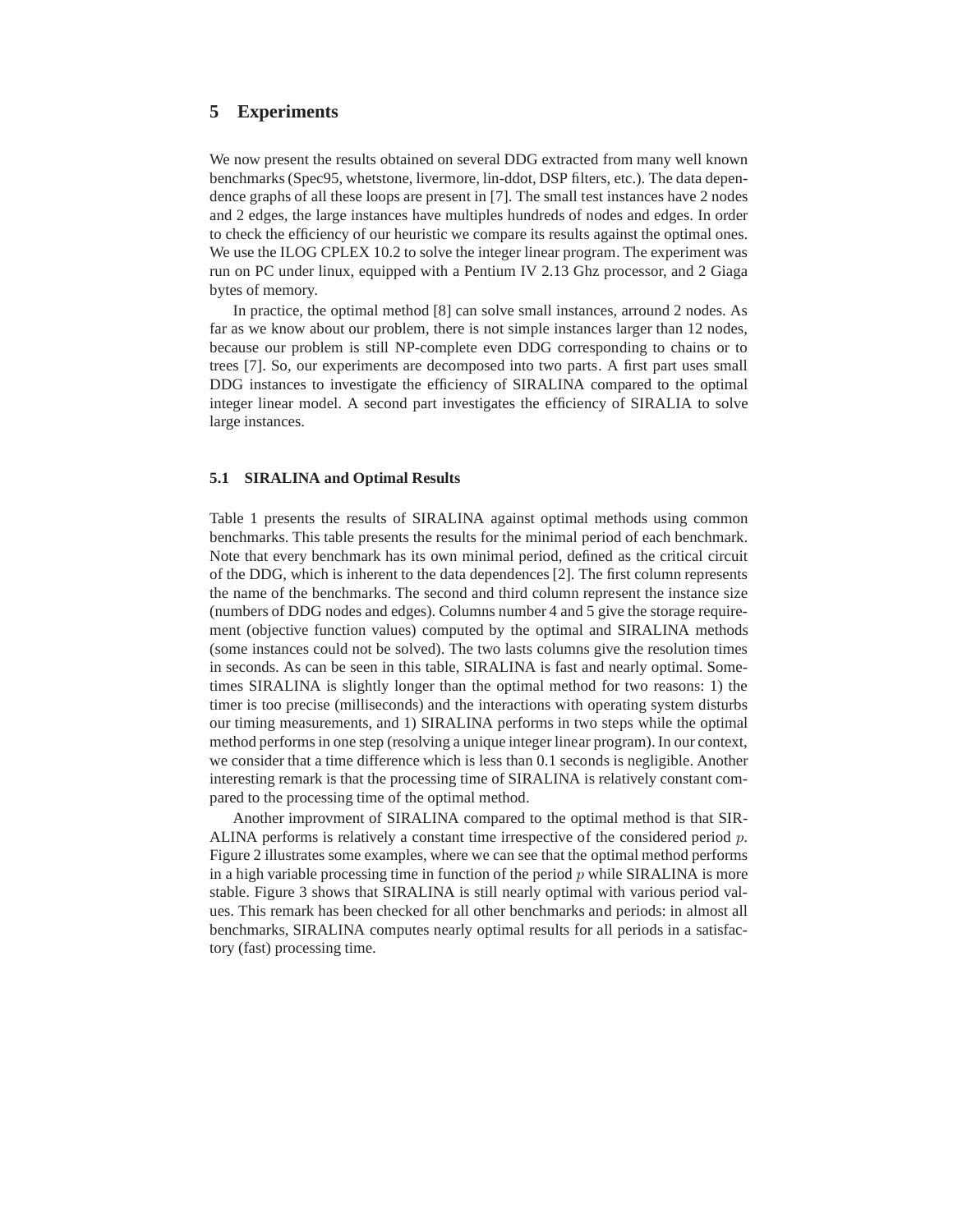## 5 Experiments

We now present the results obtained on several DDG extracted from many well known benchmarks (Spec95, whetstone, livermore, lin-ddot, DSP filters, etc.). The data dependence graphs of all these loops are present in [7]. The small test instances have 2 nodes and 2 edges, the large instances have multiples hundreds of nodes and edges. In order to check the efficiency of our heuristic we compare its results against the optimal ones. We use the ILOG CPLEX 10.2 to solve the integer linear program. The experiment was run on PC under linux, equipped with a Pentium IV 2.13 Ghz processor, and 2 Giaga bytes of memory.

In practice, the optimal method [8] can solve small instances, arround 2 nodes. As far as we know about our problem, there is not simple instances larger than 12 nodes, because our problem is still NP-complete even DDG corresponding to chains or to trees [7]. So, our experiments are decomposed into two parts. A first part uses small DDG instances to investigate the efficiency of SIRALINA compared to the optimal integer linear model. A second part investigates the efficiency of SIRALIA to solve large instances.

### 5.1 SIRALINA and Optimal Results

Table 1 presents the results of SIRALINA against optimal methods using common benchmarks. This table presents the results for the minimal period of each benchmark. Note that every benchmark has its own minimal period, defined as the critical circuit of the DDG, which is inherent to the data dependences [2]. The first column represents the name of the benchmarks. The second and third column represent the instance size (numbers of DDG nodes and edges). Columns number 4 and 5 give the storage requirement (objective function values) computed by the optimal and SIRALINA methods (some instances could not be solved). The two lasts columns give the resolution times in seconds. As can be seen in this table, SIRALINA is fast and nearly optimal. Sometimes SIRALINA is slightly longer than the optimal method for two reasons: 1) the timer is too precise (milliseconds) and the interactions with operating system disturbs our timing measurements, and 1) SIRALINA performs in two steps while the optimal method performs in one step (resolving a unique integer linear program). In our context, we consider that a time difference which is less than 0.1 seconds is negligible. Another interesting remark is that the processing time of SIRALINA is relatively constant compared to the processing time of the optimal method.

Another improvment of SIRALINA compared to the optimal method is that SIRALINA performs is relatively a constant time irrespective of the considered period $p$. Figure 2 illustrates some examples, where we can see that the optimal method performs in a high variable processing time in function of the period $p$ while SIRALINA is more stable. Figure 3 shows that SIRALINA is still nearly optimal with various period values. This remark has been checked for all other benchmarks and periods: in almost all benchmarks, SIRALINA computes nearly optimal results for all periods in a satisfactory (fast) processing time.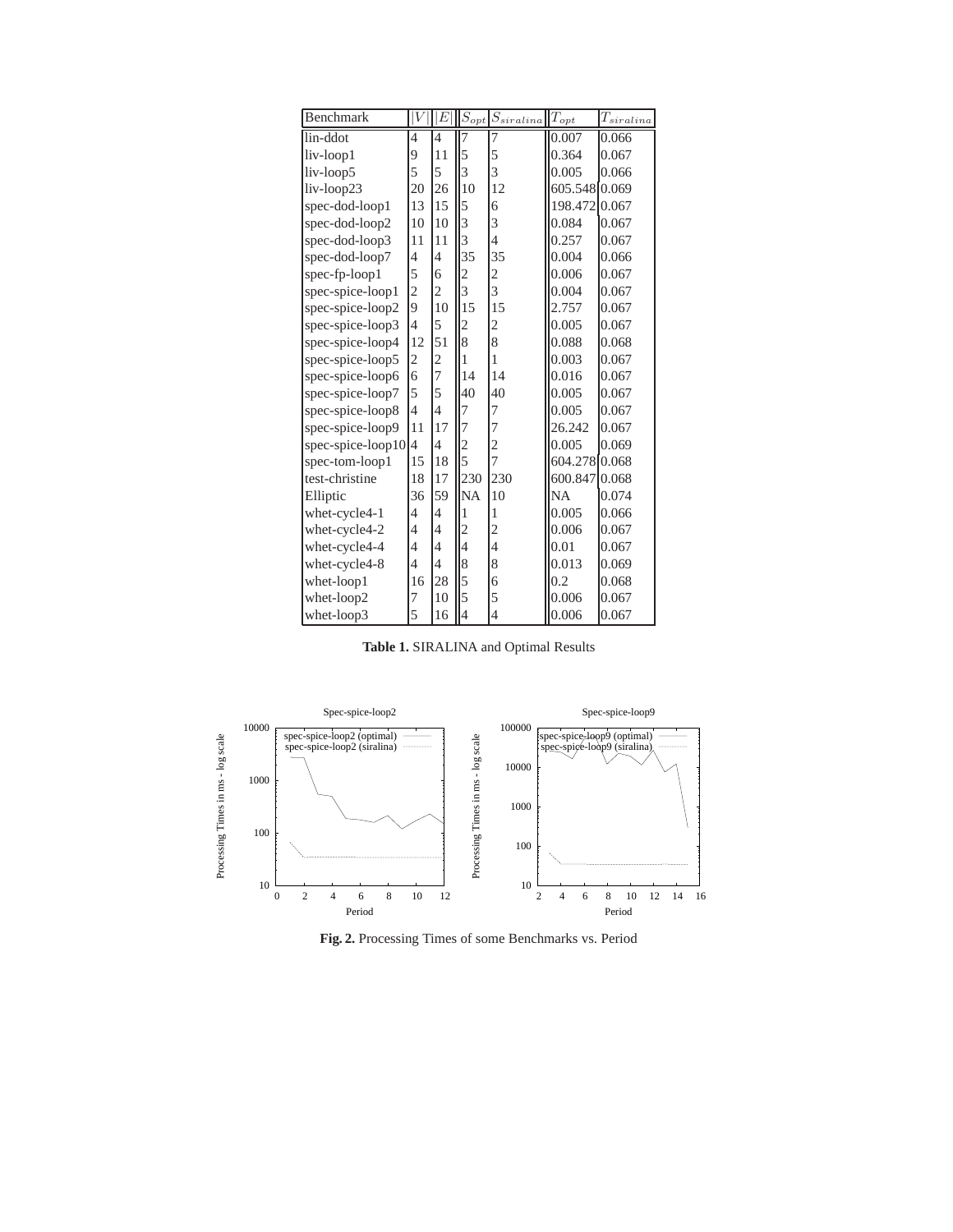| Benchmark | $\lvert V \rvert$ | $\lvert E \rvert$ | $S_{opt}$ | $S_{siralina}$ | $T_{opt}$ | $T_{siralina}$ |
|---|---|---|---|---|---|---|
| lin-ddot | 4 | 4 | 7 | 7 | 0.007 | 0.066 |
| liv-loop1 | 9 | 11 | 5 | 5 | 0.364 | 0.067 |
| liv-loop5 | 5 | 5 | 3 | 3 | 0.005 | 0.066 |
| liv-loop23 | 20 | 26 | 10 | 12 | 605.548 | 0.069 |
| spec-dod-loop1 | 13 | 15 | 5 | 6 | 198.472 | 0.067 |
| spec-dod-loop2 | 10 | 10 | 3 | 3 | 0.084 | 0.067 |
| spec-dod-loop3 | 11 | 11 | 3 | 4 | 0.257 | 0.067 |
| spec-dod-loop7 | 4 | 4 | 35 | 35 | 0.004 | 0.066 |
| spec-fp-loop1 | 5 | 6 | 2 | 2 | 0.006 | 0.067 |
| spec-spice-loop1 | 2 | 2 | 3 | 3 | 0.004 | 0.067 |
| spec-spice-loop2 | 9 | 10 | 15 | 15 | 2.757 | 0.067 |
| spec-spice-loop3 | 4 | 5 | 2 | 2 | 0.005 | 0.067 |
| spec-spice-loop4 | 12 | 51 | 8 | 8 | 0.088 | 0.068 |
| spec-spice-loop5 | 2 | 2 | 1 | 1 | 0.003 | 0.067 |
| spec-spice-loop6 | 6 | 7 | 14 | 14 | 0.016 | 0.067 |
| spec-spice-loop7 | 5 | 5 | 40 | 40 | 0.005 | 0.067 |
| spec-spice-loop8 | 4 | 4 | 7 | 7 | 0.005 | 0.067 |
| spec-spice-loop9 | 11 | 17 | 7 | 7 | 26.242 | 0.067 |
| spec-spice-loop10 | 4 | 4 | 2 | 2 | 0.005 | 0.069 |
| spec-tom-loop1 | 15 | 18 | 5 | 7 | 604.278 | 0.068 |
| test-christine | 18 | 17 | 230 | 230 | 600.847 | 0.068 |
| Elliptic | 36 | 59 | NA | 10 | NA | 0.074 |
| whet-cycle4-1 | 4 | 4 | 1 | 1 | 0.005 | 0.066 |
| whet-cycle4-2 | 4 | 4 | 2 | 2 | 0.006 | 0.067 |
| whet-cycle4-4 | 4 | 4 | 4 | 4 | 0.01 | 0.067 |
| whet-cycle4-8 | 4 | 4 | 8 | 8 | 0.013 | 0.069 |
| whet-loop1 | 16 | 28 | 5 | 6 | 0.2 | 0.068 |
| whet-loop2 | 7 | 10 | 5 | 5 | 0.006 | 0.067 |
| whet-loop3 | 5 | 16 | 4 | 4 | 0.006 | 0.067 |

**Table 1.** SIRALINA and Optimal Results

**Fig. 2.** Processing Times of some Benchmarks vs. Period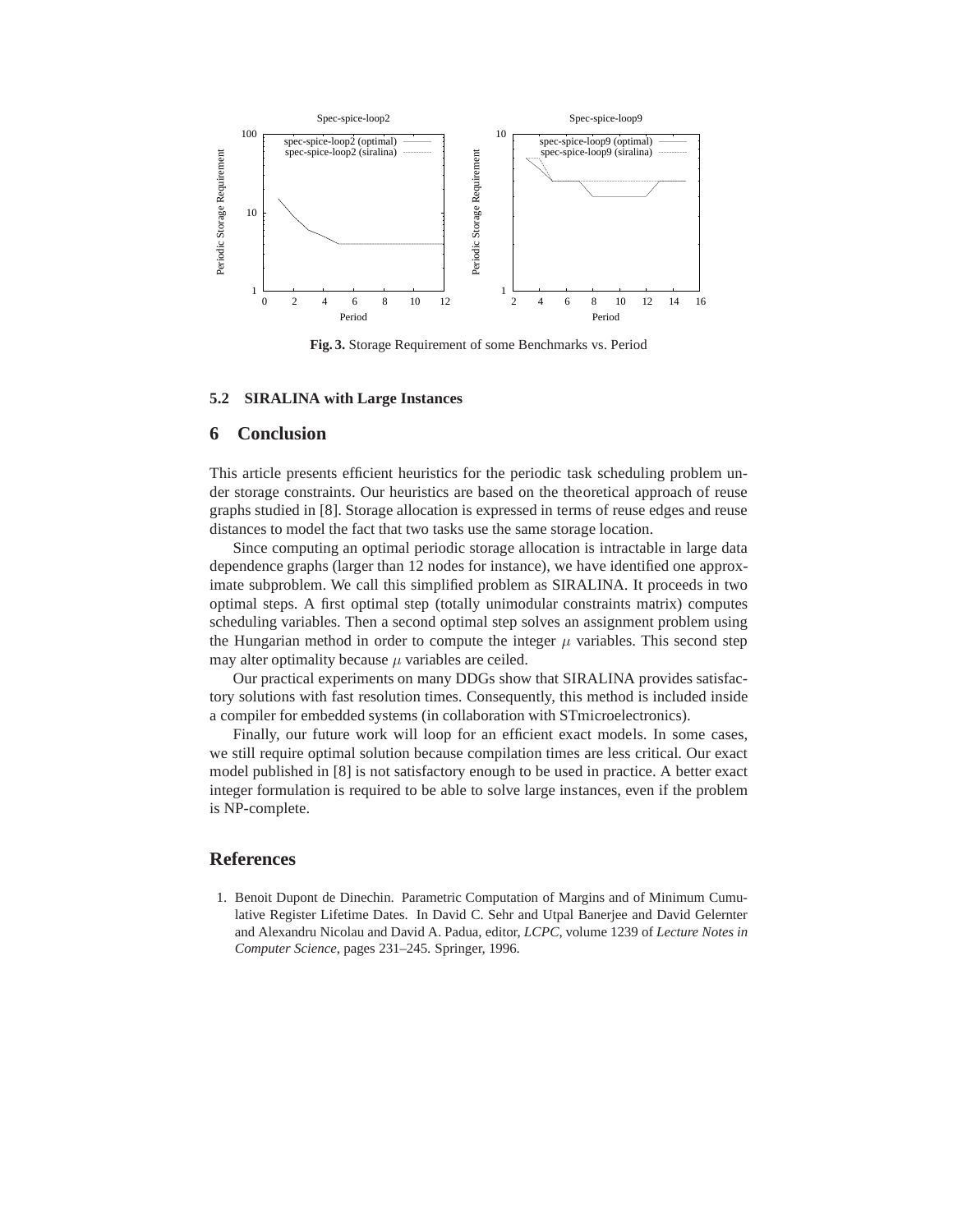**Fig. 3.** Storage Requirement of some Benchmarks vs. Period

### 5.2 SIRALINA with Large Instances

## 6 Conclusion

This article presents efficient heuristics for the periodic task scheduling problem under storage constraints. Our heuristics are based on the theoretical approach of reuse graphs studied in [8]. Storage allocation is expressed in terms of reuse edges and reuse distances to model the fact that two tasks use the same storage location.

Since computing an optimal periodic storage allocation is intractable in large data dependence graphs (larger than 12 nodes for instance), we have identified one approximate subproblem. We call this simplified problem as SIRALINA. It proceeds in two optimal steps. A first optimal step (totally unimodular constraints matrix) computes scheduling variables. Then a second optimal step solves an assignment problem using the Hungarian method in order to compute the integer $\mu$ variables. This second step may alter optimality because $\mu$ variables are ceiled.

Our practical experiments on many DDGs show that SIRALINA provides satisfactory solutions with fast resolution times. Consequently, this method is included inside a compiler for embedded systems (in collaboration with STmicroelectronics).

Finally, our future work will loop for an efficient exact models. In some cases, we still require optimal solution because compilation times are less critical. Our exact model published in [8] is not satisfactory enough to be used in practice. A better exact integer formulation is required to be able to solve large instances, even if the problem is NP-complete.

## References

1. Benoit Dupont de Dinechin. Parametric Computation of Margins and of Minimum Cumulative Register Lifetime Dates. In David C. Sehr and Utpal Banerjee and David Gelernter and Alexandru Nicolau and David A. Padua, editor, *LCPC*, volume 1239 of *Lecture Notes in Computer Science*, pages 231–245. Springer, 1996.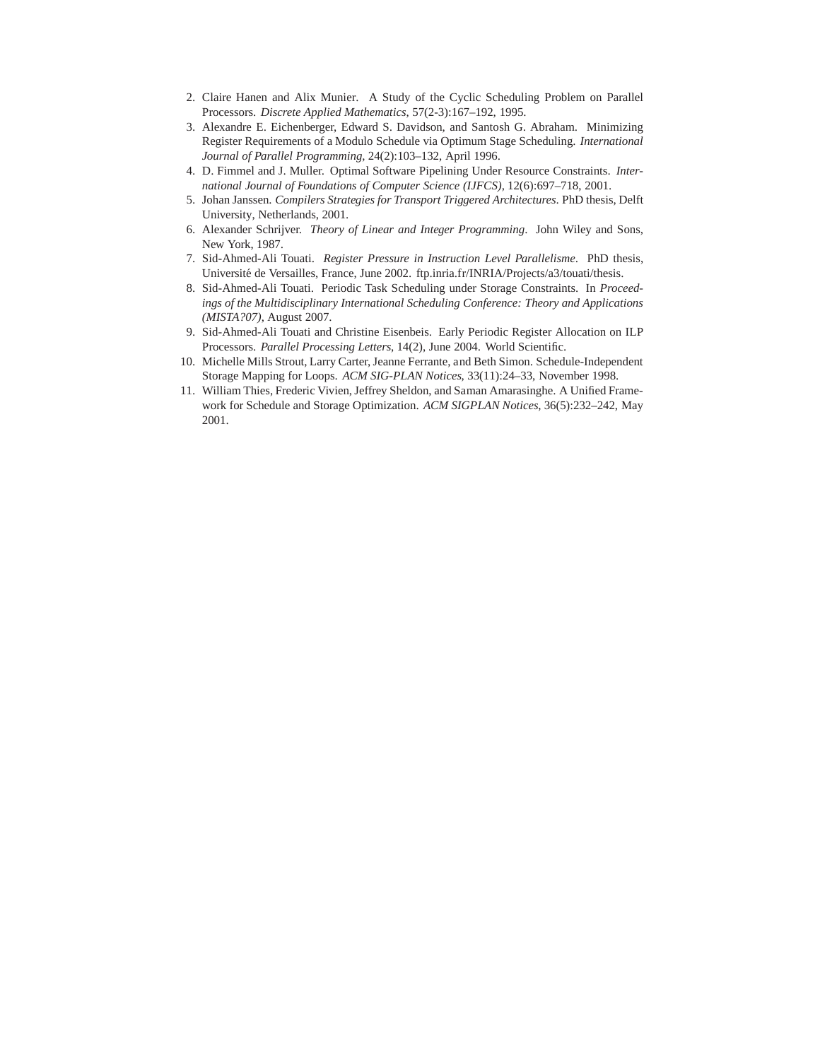2. Claire Hanen and Alix Munier. A Study of the Cyclic Scheduling Problem on Parallel Processors. *Discrete Applied Mathematics*, 57(2-3):167–192, 1995.
3. Alexandre E. Eichenberger, Edward S. Davidson, and Santosh G. Abraham. Minimizing Register Requirements of a Modulo Schedule via Optimum Stage Scheduling. *International Journal of Parallel Programming*, 24(2):103–132, April 1996.
4. D. Fimmel and J. Muller. Optimal Software Pipelining Under Resource Constraints. *International Journal of Foundations of Computer Science (IJFCS)*, 12(6):697–718, 2001.
5. Johan Janssen. *Compilers Strategies for Transport Triggered Architectures*. PhD thesis, Delft University, Netherlands, 2001.
6. Alexander Schrijver. *Theory of Linear and Integer Programming*. John Wiley and Sons, New York, 1987.
7. Sid-Ahmed-Ali Touati. *Register Pressure in Instruction Level Parallelisme*. PhD thesis, Université de Versailles, France, June 2002. ftp.inria.fr/INRIA/Projects/a3/touati/thesis.
8. Sid-Ahmed-Ali Touati. Periodic Task Scheduling under Storage Constraints. In *Proceedings of the Multidisciplinary International Scheduling Conference: Theory and Applications (MISTA?07)*, August 2007.
9. Sid-Ahmed-Ali Touati and Christine Eisenbeis. Early Periodic Register Allocation on ILP Processors. *Parallel Processing Letters*, 14(2), June 2004. World Scientific.
10. Michelle Mills Strout, Larry Carter, Jeanne Ferrante, and Beth Simon. Schedule-Independent Storage Mapping for Loops. *ACM SIG-PLAN Notices*, 33(11):24–33, November 1998.
11. William Thies, Frederic Vivien, Jeffrey Sheldon, and Saman Amarasinghe. A Unified Framework for Schedule and Storage Optimization. *ACM SIGPLAN Notices*, 36(5):232–242, May 2001.